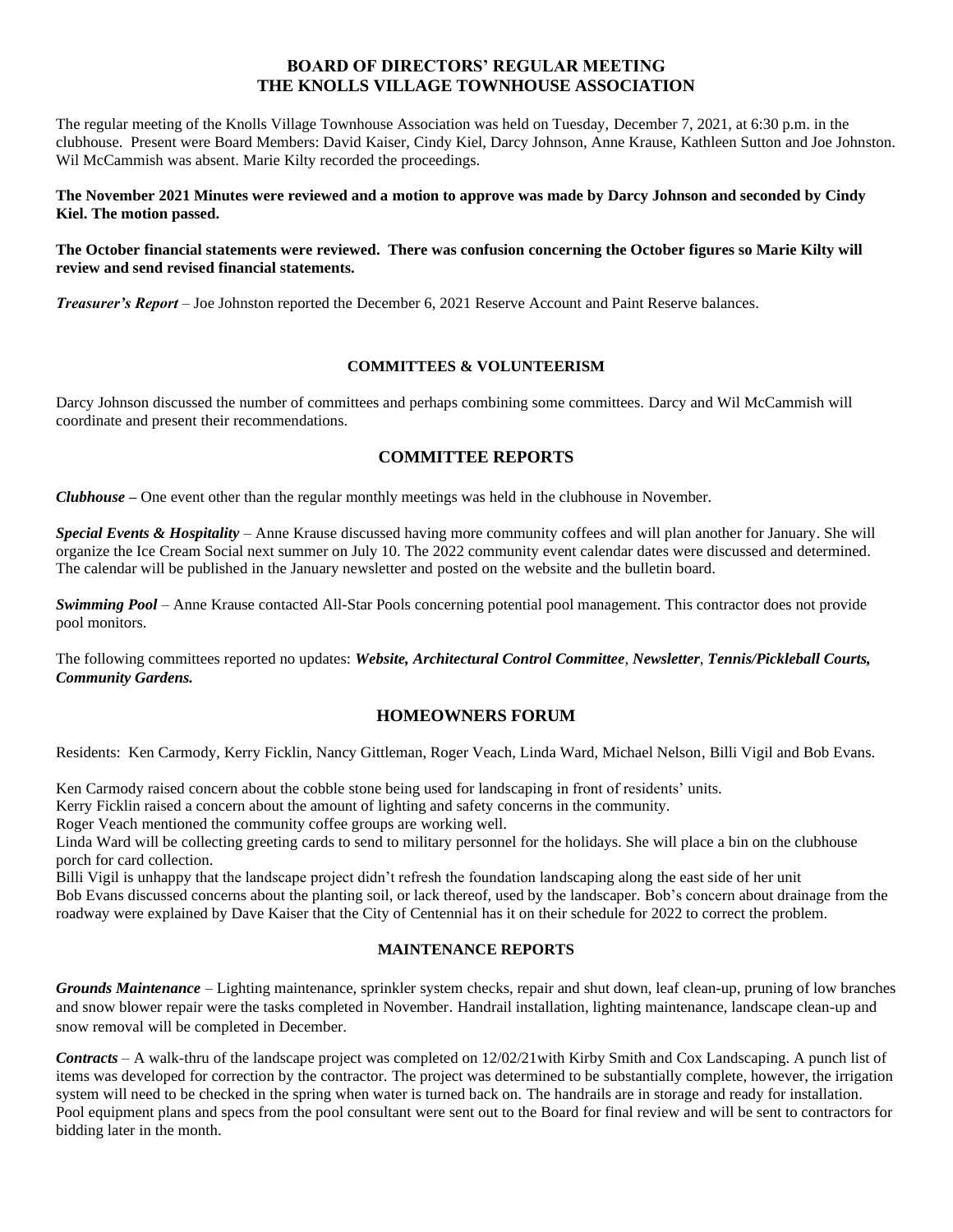# BOARD OF DIRECTORS' REGULAR MEETING
# THE KNOLLS VILLAGE TOWNHOUSE ASSOCIATION

The regular meeting of the Knolls Village Townhouse Association was held on Tuesday, December 7, 2021, at 6:30 p.m. in the clubhouse. Present were Board Members: David Kaiser, Cindy Kiel, Darcy Johnson, Anne Krause, Kathleen Sutton and Joe Johnston. Wil McCammish was absent. Marie Kilty recorded the proceedings.

**The November 2021 Minutes were reviewed and a motion to approve was made by Darcy Johnson and seconded by Cindy Kiel. The motion passed.**

**The October financial statements were reviewed. There was confusion concerning the October figures so Marie Kilty will review and send revised financial statements.**

***Treasurer's Report*** – Joe Johnston reported the December 6, 2021 Reserve Account and Paint Reserve balances.

## COMMITTEES & VOLUNTEERISM

Darcy Johnson discussed the number of committees and perhaps combining some committees. Darcy and Wil McCammish will coordinate and present their recommendations.

## COMMITTEE REPORTS

***Clubhouse*** **–** One event other than the regular monthly meetings was held in the clubhouse in November.

***Special Events & Hospitality*** – Anne Krause discussed having more community coffees and will plan another for January. She will organize the Ice Cream Social next summer on July 10. The 2022 community event calendar dates were discussed and determined. The calendar will be published in the January newsletter and posted on the website and the bulletin board.

***Swimming Pool*** – Anne Krause contacted All-Star Pools concerning potential pool management. This contractor does not provide pool monitors.

The following committees reported no updates: ***Website, Architectural Control Committee***, ***Newsletter***, ***Tennis/Pickleball Courts, Community Gardens.***

## HOMEOWNERS FORUM

Residents: Ken Carmody, Kerry Ficklin, Nancy Gittleman, Roger Veach, Linda Ward, Michael Nelson, Billi Vigil and Bob Evans.

Ken Carmody raised concern about the cobble stone being used for landscaping in front of residents' units.
Kerry Ficklin raised a concern about the amount of lighting and safety concerns in the community.
Roger Veach mentioned the community coffee groups are working well.
Linda Ward will be collecting greeting cards to send to military personnel for the holidays. She will place a bin on the clubhouse porch for card collection.
Billi Vigil is unhappy that the landscape project didn't refresh the foundation landscaping along the east side of her unit
Bob Evans discussed concerns about the planting soil, or lack thereof, used by the landscaper. Bob's concern about drainage from the roadway were explained by Dave Kaiser that the City of Centennial has it on their schedule for 2022 to correct the problem.

## MAINTENANCE REPORTS

***Grounds Maintenance*** – Lighting maintenance, sprinkler system checks, repair and shut down, leaf clean-up, pruning of low branches and snow blower repair were the tasks completed in November. Handrail installation, lighting maintenance, landscape clean-up and snow removal will be completed in December.

***Contracts*** – A walk-thru of the landscape project was completed on 12/02/21with Kirby Smith and Cox Landscaping. A punch list of items was developed for correction by the contractor. The project was determined to be substantially complete, however, the irrigation system will need to be checked in the spring when water is turned back on. The handrails are in storage and ready for installation. Pool equipment plans and specs from the pool consultant were sent out to the Board for final review and will be sent to contractors for bidding later in the month.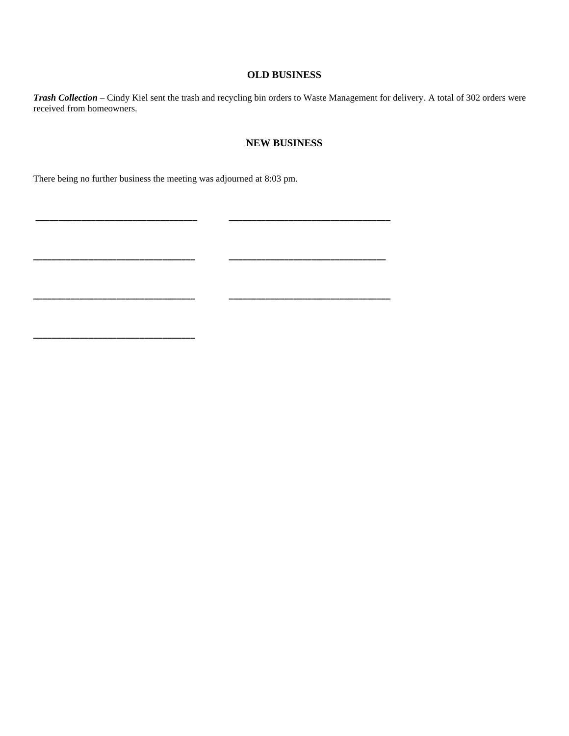## OLD BUSINESS

***Trash Collection*** – Cindy Kiel sent the trash and recycling bin orders to Waste Management for delivery. A total of 302 orders were received from homeowners.

## NEW BUSINESS

There being no further business the meeting was adjourned at 8:03 pm.

________________________________ ________________________________

________________________________ ________________________________

________________________________ ________________________________

________________________________